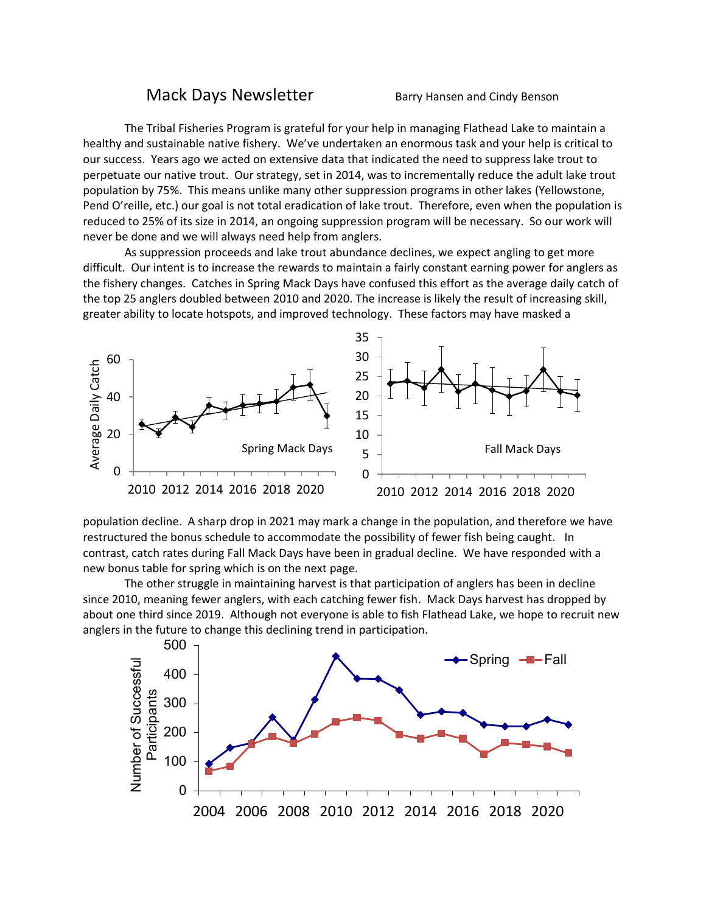# Mack Days Newsletter

Barry Hansen and Cindy Benson

The Tribal Fisheries Program is grateful for your help in managing Flathead Lake to maintain a healthy and sustainable native fishery. We've undertaken an enormous task and your help is critical to our success. Years ago we acted on extensive data that indicated the need to suppress lake trout to perpetuate our native trout. Our strategy, set in 2014, was to incrementally reduce the adult lake trout population by 75%. This means unlike many other suppression programs in other lakes (Yellowstone, Pend O'reille, etc.) our goal is not total eradication of lake trout. Therefore, even when the population is reduced to 25% of its size in 2014, an ongoing suppression program will be necessary. So our work will never be done and we will always need help from anglers.

As suppression proceeds and lake trout abundance declines, we expect angling to get more difficult. Our intent is to increase the rewards to maintain a fairly constant earning power for anglers as the fishery changes. Catches in Spring Mack Days have confused this effort as the average daily catch of the top 25 anglers doubled between 2010 and 2020. The increase is likely the result of increasing skill, greater ability to locate hotspots, and improved technology. These factors may have masked a population decline. A sharp drop in 2021 may mark a change in the population, and therefore we have restructured the bonus schedule to accommodate the possibility of fewer fish being caught. In contrast, catch rates during Fall Mack Days have been in gradual decline. We have responded with a new bonus table for spring which is on the next page.

The other struggle in maintaining harvest is that participation of anglers has been in decline since 2010, meaning fewer anglers, with each catching fewer fish. Mack Days harvest has dropped by about one third since 2019. Although not everyone is able to fish Flathead Lake, we hope to recruit new anglers in the future to change this declining trend in participation.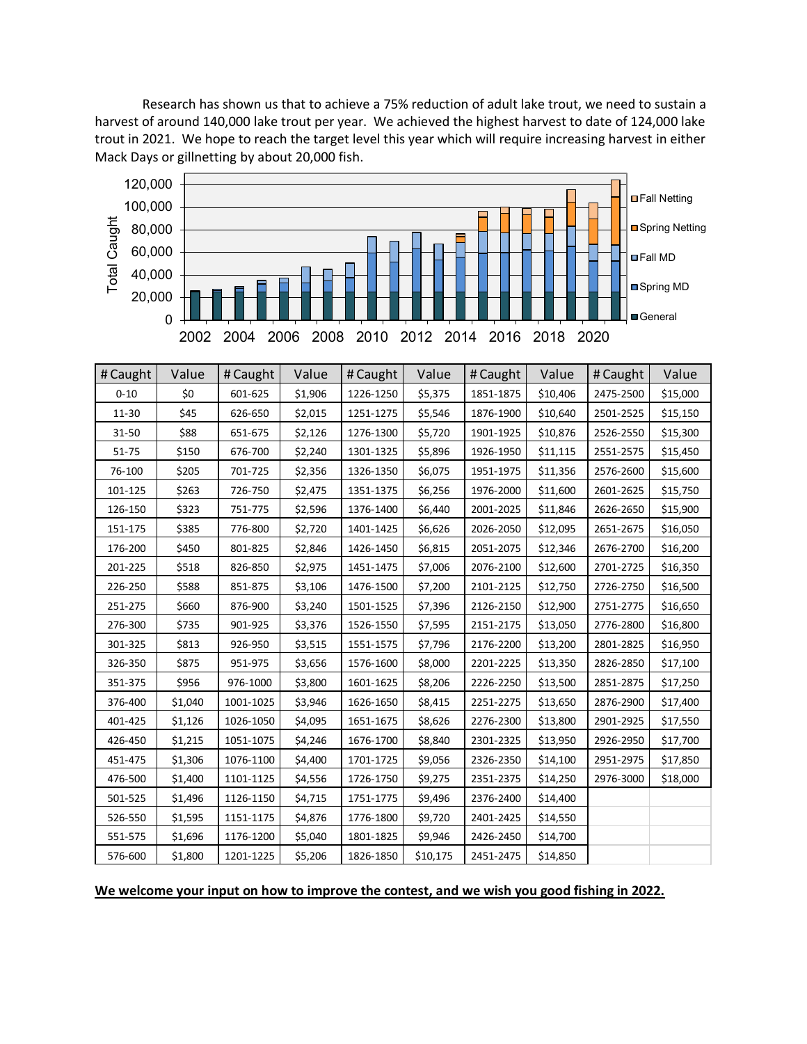Research has shown us that to achieve a 75% reduction of adult lake trout, we need to sustain a harvest of around 140,000 lake trout per year. We achieved the highest harvest to date of 124,000 lake trout in 2021. We hope to reach the target level this year which will require increasing harvest in either Mack Days or gillnetting by about 20,000 fish.

Total Caught

120,000
100,000
80,000
60,000
40,000
20,000
0

2002 2004 2006 2008 2010 2012 2014 2016 2018 2020

Fall Netting
Spring Netting
Fall MD
Spring MD
General

| # Caught | Value | # Caught | Value | # Caught | Value | # Caught | Value | # Caught | Value |
|---|---|---|---|---|---|---|---|---|---|
| 0-10 | $0 | 601-625 | $1,906 | 1226-1250 | $5,375 | 1851-1875 | $10,406 | 2475-2500 | $15,000 |
| 11-30 | $45 | 626-650 | $2,015 | 1251-1275 | $5,546 | 1876-1900 | $10,640 | 2501-2525 | $15,150 |
| 31-50 | $88 | 651-675 | $2,126 | 1276-1300 | $5,720 | 1901-1925 | $10,876 | 2526-2550 | $15,300 |
| 51-75 | $150 | 676-700 | $2,240 | 1301-1325 | $5,896 | 1926-1950 | $11,115 | 2551-2575 | $15,450 |
| 76-100 | $205 | 701-725 | $2,356 | 1326-1350 | $6,075 | 1951-1975 | $11,356 | 2576-2600 | $15,600 |
| 101-125 | $263 | 726-750 | $2,475 | 1351-1375 | $6,256 | 1976-2000 | $11,600 | 2601-2625 | $15,750 |
| 126-150 | $323 | 751-775 | $2,596 | 1376-1400 | $6,440 | 2001-2025 | $11,846 | 2626-2650 | $15,900 |
| 151-175 | $385 | 776-800 | $2,720 | 1401-1425 | $6,626 | 2026-2050 | $12,095 | 2651-2675 | $16,050 |
| 176-200 | $450 | 801-825 | $2,846 | 1426-1450 | $6,815 | 2051-2075 | $12,346 | 2676-2700 | $16,200 |
| 201-225 | $518 | 826-850 | $2,975 | 1451-1475 | $7,006 | 2076-2100 | $12,600 | 2701-2725 | $16,350 |
| 226-250 | $588 | 851-875 | $3,106 | 1476-1500 | $7,200 | 2101-2125 | $12,750 | 2726-2750 | $16,500 |
| 251-275 | $660 | 876-900 | $3,240 | 1501-1525 | $7,396 | 2126-2150 | $12,900 | 2751-2775 | $16,650 |
| 276-300 | $735 | 901-925 | $3,376 | 1526-1550 | $7,595 | 2151-2175 | $13,050 | 2776-2800 | $16,800 |
| 301-325 | $813 | 926-950 | $3,515 | 1551-1575 | $7,796 | 2176-2200 | $13,200 | 2801-2825 | $16,950 |
| 326-350 | $875 | 951-975 | $3,656 | 1576-1600 | $8,000 | 2201-2225 | $13,350 | 2826-2850 | $17,100 |
| 351-375 | $956 | 976-1000 | $3,800 | 1601-1625 | $8,206 | 2226-2250 | $13,500 | 2851-2875 | $17,250 |
| 376-400 | $1,040 | 1001-1025 | $3,946 | 1626-1650 | $8,415 | 2251-2275 | $13,650 | 2876-2900 | $17,400 |
| 401-425 | $1,126 | 1026-1050 | $4,095 | 1651-1675 | $8,626 | 2276-2300 | $13,800 | 2901-2925 | $17,550 |
| 426-450 | $1,215 | 1051-1075 | $4,246 | 1676-1700 | $8,840 | 2301-2325 | $13,950 | 2926-2950 | $17,700 |
| 451-475 | $1,306 | 1076-1100 | $4,400 | 1701-1725 | $9,056 | 2326-2350 | $14,100 | 2951-2975 | $17,850 |
| 476-500 | $1,400 | 1101-1125 | $4,556 | 1726-1750 | $9,275 | 2351-2375 | $14,250 | 2976-3000 | $18,000 |
| 501-525 | $1,496 | 1126-1150 | $4,715 | 1751-1775 | $9,496 | 2376-2400 | $14,400 | | |
| 526-550 | $1,595 | 1151-1175 | $4,876 | 1776-1800 | $9,720 | 2401-2425 | $14,550 | | |
| 551-575 | $1,696 | 1176-1200 | $5,040 | 1801-1825 | $9,946 | 2426-2450 | $14,700 | | |
| 576-600 | $1,800 | 1201-1225 | $5,206 | 1826-1850 | $10,175 | 2451-2475 | $14,850 | | |

**We welcome your input on how to improve the contest, and we wish you good fishing in 2022.**